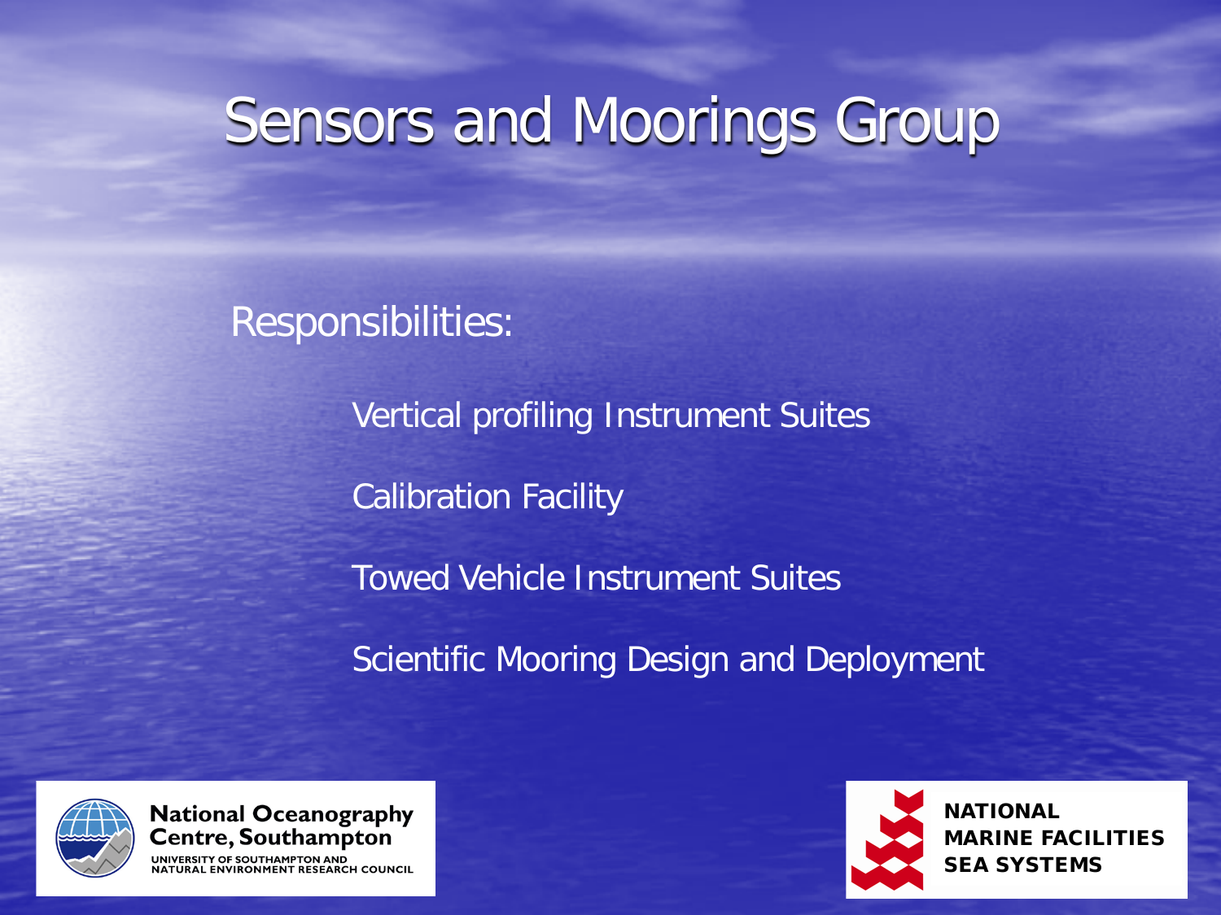# Sensors and Moorings Group

Responsibilities:

- Vertical profiling Instrument Suites
- Calibration Facility
- Towed Vehicle Instrument Suites
- Scientific Mooring Design and Deployment

**National Oceanography Centre, Southampton**
UNIVERSITY OF SOUTHAMPTON AND NATURAL ENVIRONMENT RESEARCH COUNCIL

**NATIONAL MARINE FACILITIES SEA SYSTEMS**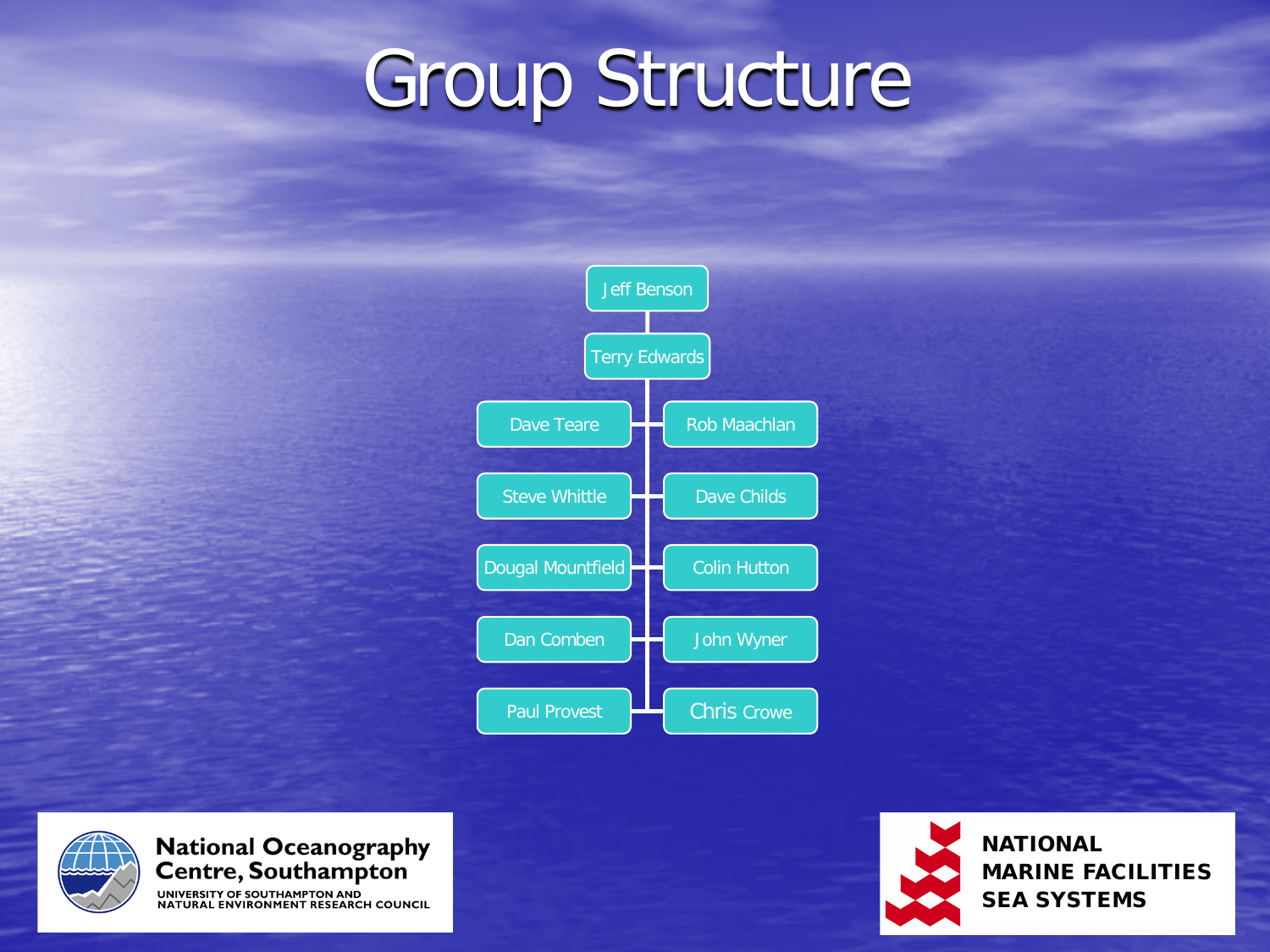# Group Structure

- Jeff Benson
  - Terry Edwards
    - Dave Teare
    - Rob Maachlan
    - Steve Whittle
    - Dave Childs
    - Dougal Mountfield
    - Colin Hutton
    - Dan Comben
    - John Wyner
    - Paul Provest
    - Chris Crowe

**National Oceanography Centre, Southampton**
UNIVERSITY OF SOUTHAMPTON AND NATURAL ENVIRONMENT RESEARCH COUNCIL

**NATIONAL MARINE FACILITIES SEA SYSTEMS**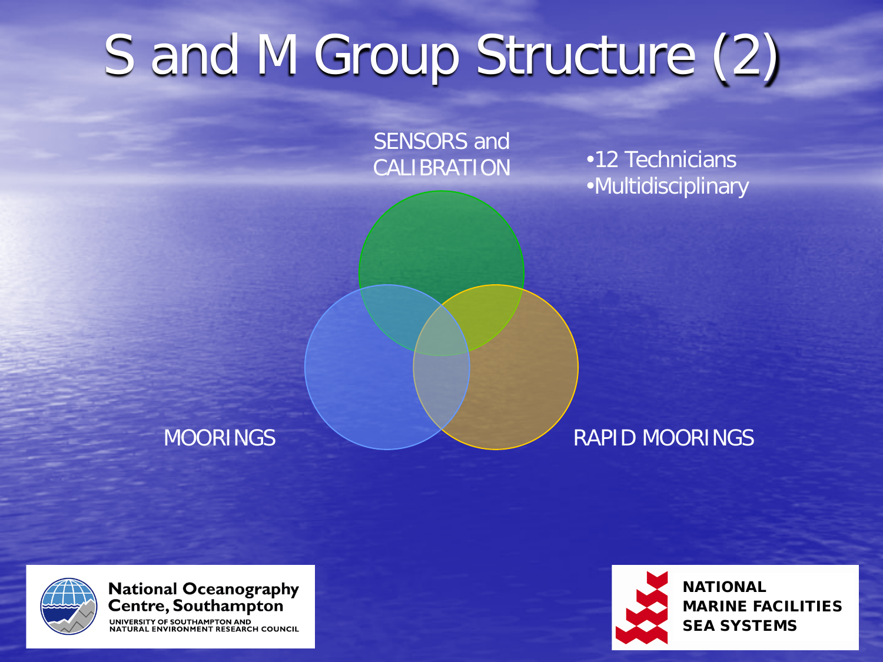# S and M Group Structure (2)

SENSORS and CALIBRATION

- 12 Technicians
- Multidisciplinary

MOORINGS

RAPID MOORINGS

National Oceanography Centre, Southampton
UNIVERSITY OF SOUTHAMPTON AND NATURAL ENVIRONMENT RESEARCH COUNCIL

NATIONAL MARINE FACILITIES SEA SYSTEMS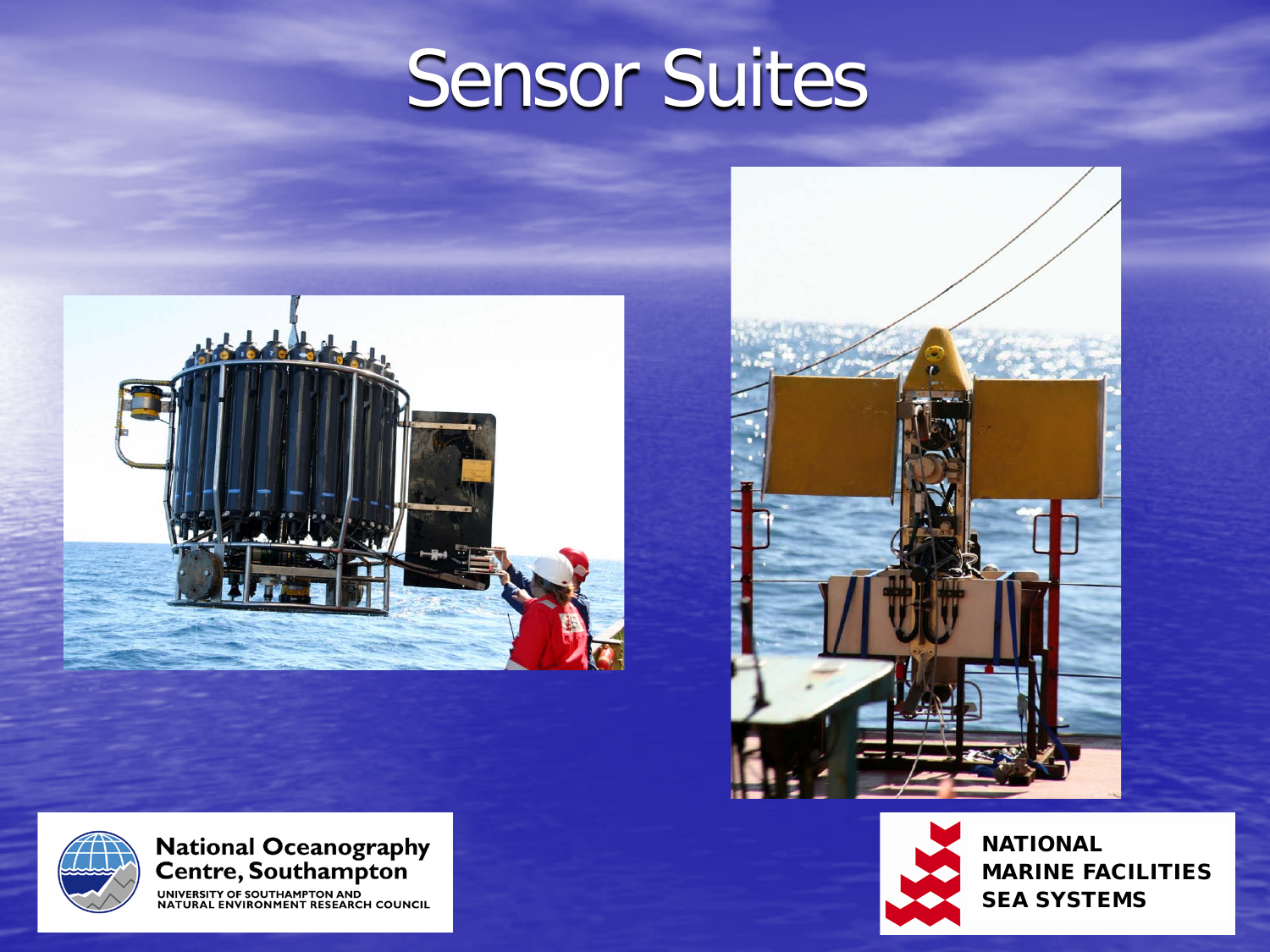# Sensor Suites

National Oceanography Centre, Southampton

UNIVERSITY OF SOUTHAMPTON AND NATURAL ENVIRONMENT RESEARCH COUNCIL

NATIONAL MARINE FACILITIES SEA SYSTEMS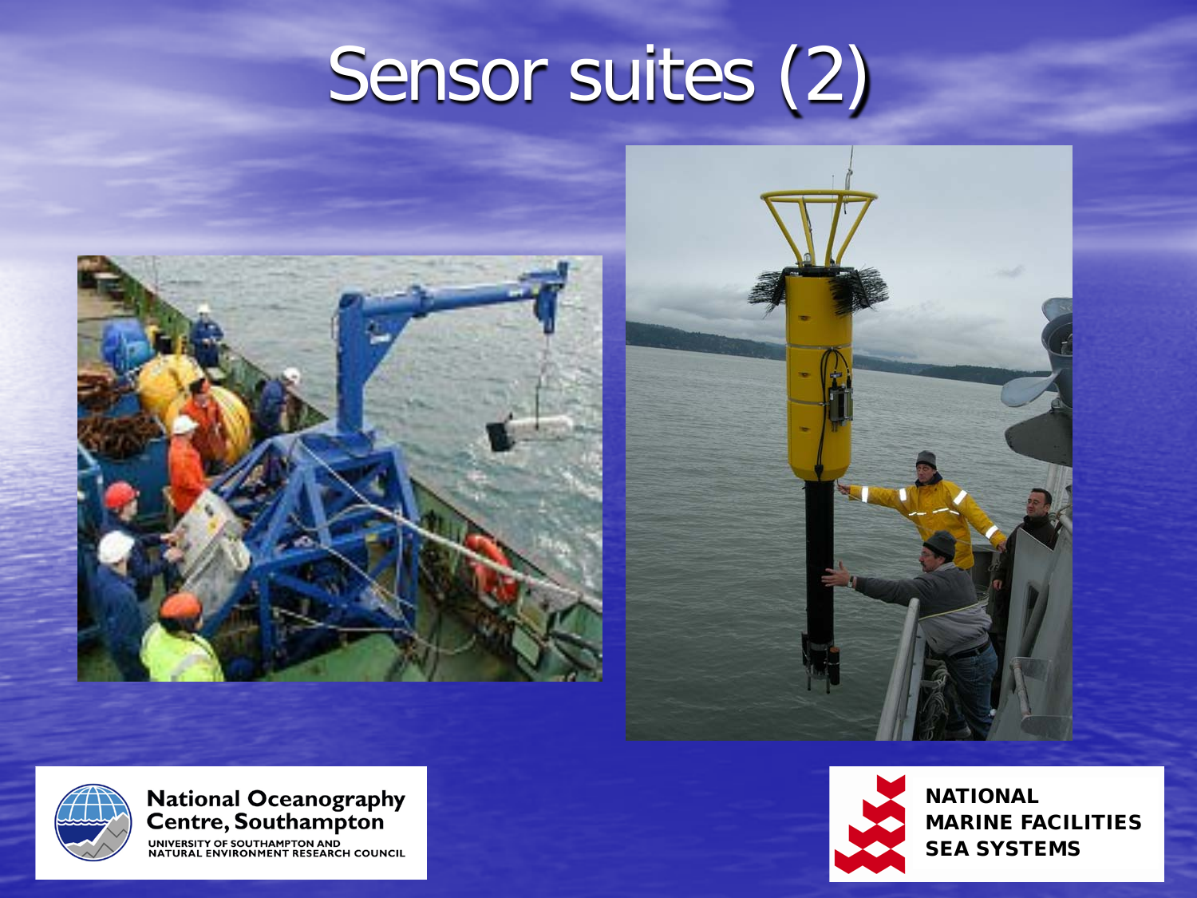# Sensor suites (2)

National Oceanography Centre, Southampton

UNIVERSITY OF SOUTHAMPTON AND NATURAL ENVIRONMENT RESEARCH COUNCIL

NATIONAL MARINE FACILITIES SEA SYSTEMS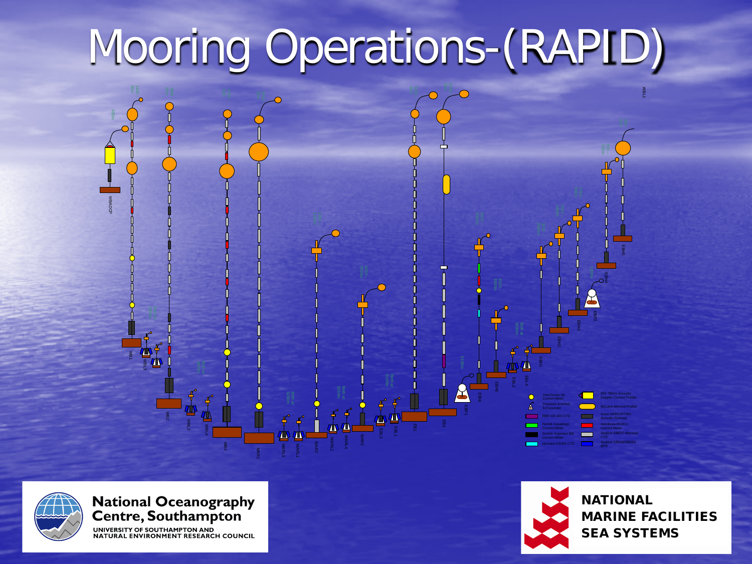# Mooring Operations-(RAPID)

WB1 WBL3 WB2 WBL2 WBL4 WB4 MAR1 MARL3 MARL1 MAR2 MARL2 MARL4 MAR3 EBL3 EBL1 EB1 EB2 EBP1 EBH6 EBL2 EBL4 EBH1 EBH2 EBH3 EBP2 EBH4 EBH5 WBADCP WBL1

InterOcean S4 Current Meter

Pressure Inverted Echosounder

RBR XR-420 CTD

Nortek Aquadopp Current Meter

Sontek Argonaut MD Current Meter

Idronaut OS304 CTD

RDI 75kHz Acoustic Doppler Current Profiler

McLane Moored Profiler

Ixsea AR861/RT661 Acoustic Releaser

Aanderaa RCM11 Current Meter

Seabird SBE37 Microcat CTD

Seabird SBE26/SBE53 BPR

**National Oceanography Centre, Southampton**
UNIVERSITY OF SOUTHAMPTON AND NATURAL ENVIRONMENT RESEARCH COUNCIL

**NATIONAL MARINE FACILITIES SEA SYSTEMS**